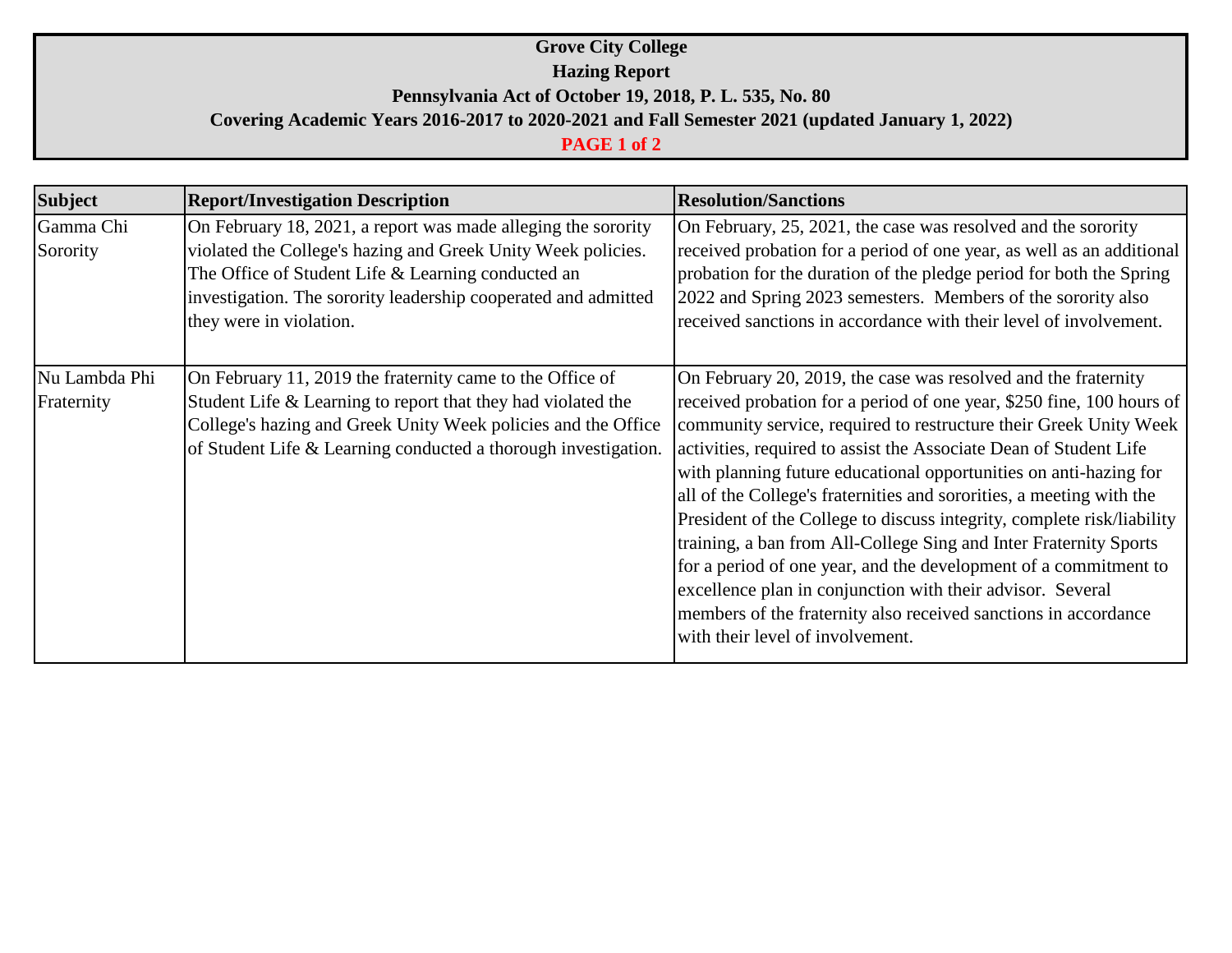# Grove City College
## Hazing Report
### Pennsylvania Act of October 19, 2018, P. L. 535, No. 80
### Covering Academic Years 2016-2017 to 2020-2021 and Fall Semester 2021 (updated January 1, 2022)

| Subject | Report/Investigation Description | Resolution/Sanctions |
| --- | --- | --- |
| Gamma Chi Sorority | On February 18, 2021, a report was made alleging the sorority violated the College's hazing and Greek Unity Week policies. The Office of Student Life & Learning conducted an investigation. The sorority leadership cooperated and admitted they were in violation. | On February, 25, 2021, the case was resolved and the sorority received probation for a period of one year, as well as an additional probation for the duration of the pledge period for both the Spring 2022 and Spring 2023 semesters. Members of the sorority also received sanctions in accordance with their level of involvement. |
| Nu Lambda Phi Fraternity | On February 11, 2019 the fraternity came to the Office of Student Life & Learning to report that they had violated the College's hazing and Greek Unity Week policies and the Office of Student Life & Learning conducted a thorough investigation. | On February 20, 2019, the case was resolved and the fraternity received probation for a period of one year, $250 fine, 100 hours of community service, required to restructure their Greek Unity Week activities, required to assist the Associate Dean of Student Life with planning future educational opportunities on anti-hazing for all of the College's fraternities and sororities, a meeting with the President of the College to discuss integrity, complete risk/liability training, a ban from All-College Sing and Inter Fraternity Sports for a period of one year, and the development of a commitment to excellence plan in conjunction with their advisor. Several members of the fraternity also received sanctions in accordance with their level of involvement. |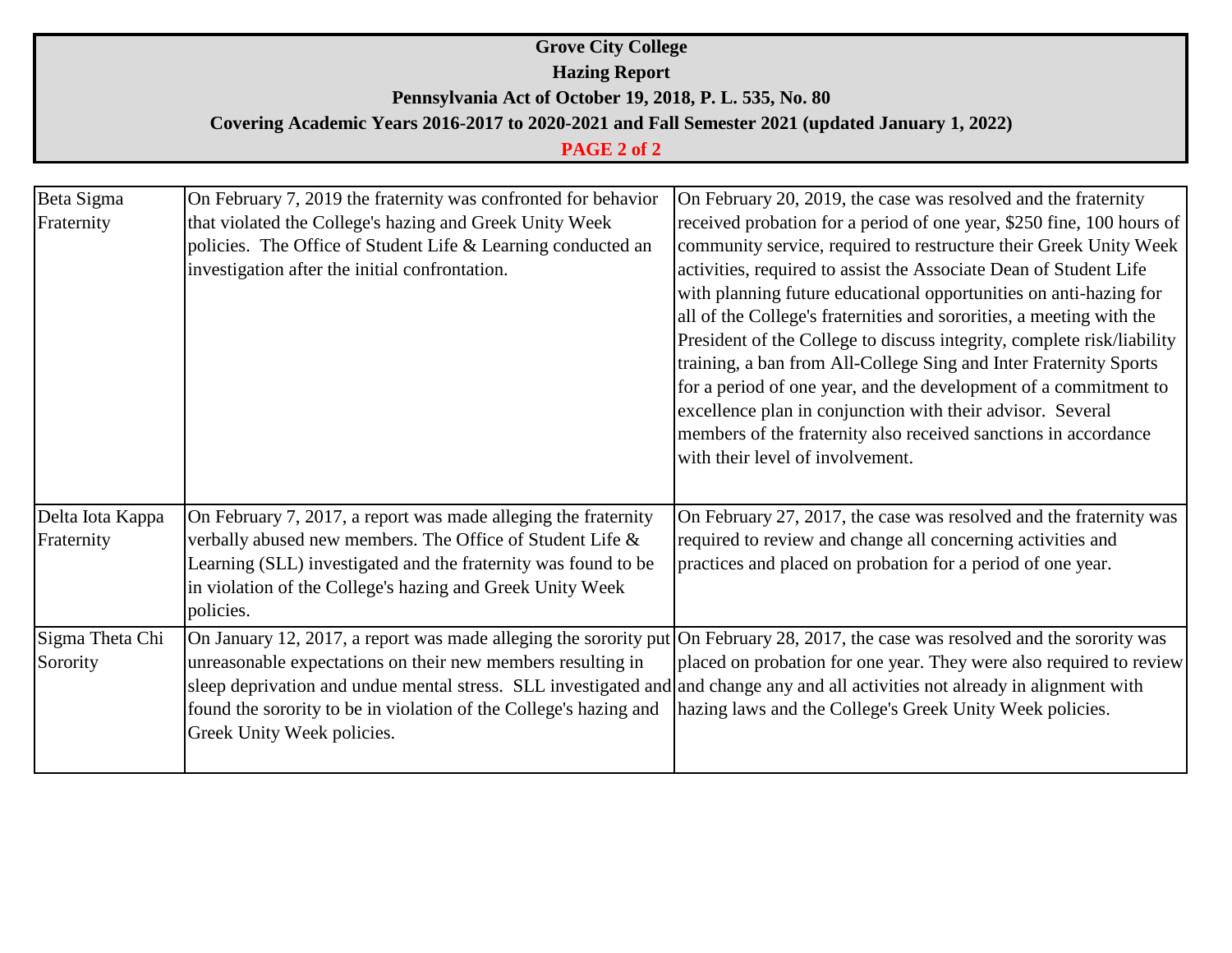**Grove City College**

**Hazing Report**

**Pennsylvania Act of October 19, 2018, P. L. 535, No. 80**

**Covering Academic Years 2016-2017 to 2020-2021 and Fall Semester 2021 (updated January 1, 2022)**

| | | |
|---|---|---|
| Beta Sigma Fraternity | On February 7, 2019 the fraternity was confronted for behavior that violated the College's hazing and Greek Unity Week policies. The Office of Student Life & Learning conducted an investigation after the initial confrontation. | On February 20, 2019, the case was resolved and the fraternity received probation for a period of one year, $250 fine, 100 hours of community service, required to restructure their Greek Unity Week activities, required to assist the Associate Dean of Student Life with planning future educational opportunities on anti-hazing for all of the College's fraternities and sororities, a meeting with the President of the College to discuss integrity, complete risk/liability training, a ban from All-College Sing and Inter Fraternity Sports for a period of one year, and the development of a commitment to excellence plan in conjunction with their advisor. Several members of the fraternity also received sanctions in accordance with their level of involvement. |
| Delta Iota Kappa Fraternity | On February 7, 2017, a report was made alleging the fraternity verbally abused new members. The Office of Student Life & Learning (SLL) investigated and the fraternity was found to be in violation of the College's hazing and Greek Unity Week policies. | On February 27, 2017, the case was resolved and the fraternity was required to review and change all concerning activities and practices and placed on probation for a period of one year. |
| Sigma Theta Chi Sorority | On January 12, 2017, a report was made alleging the sorority put unreasonable expectations on their new members resulting in sleep deprivation and undue mental stress. SLL investigated and found the sorority to be in violation of the College's hazing and Greek Unity Week policies. | On February 28, 2017, the case was resolved and the sorority was placed on probation for one year. They were also required to review and change any and all activities not already in alignment with hazing laws and the College's Greek Unity Week policies. |